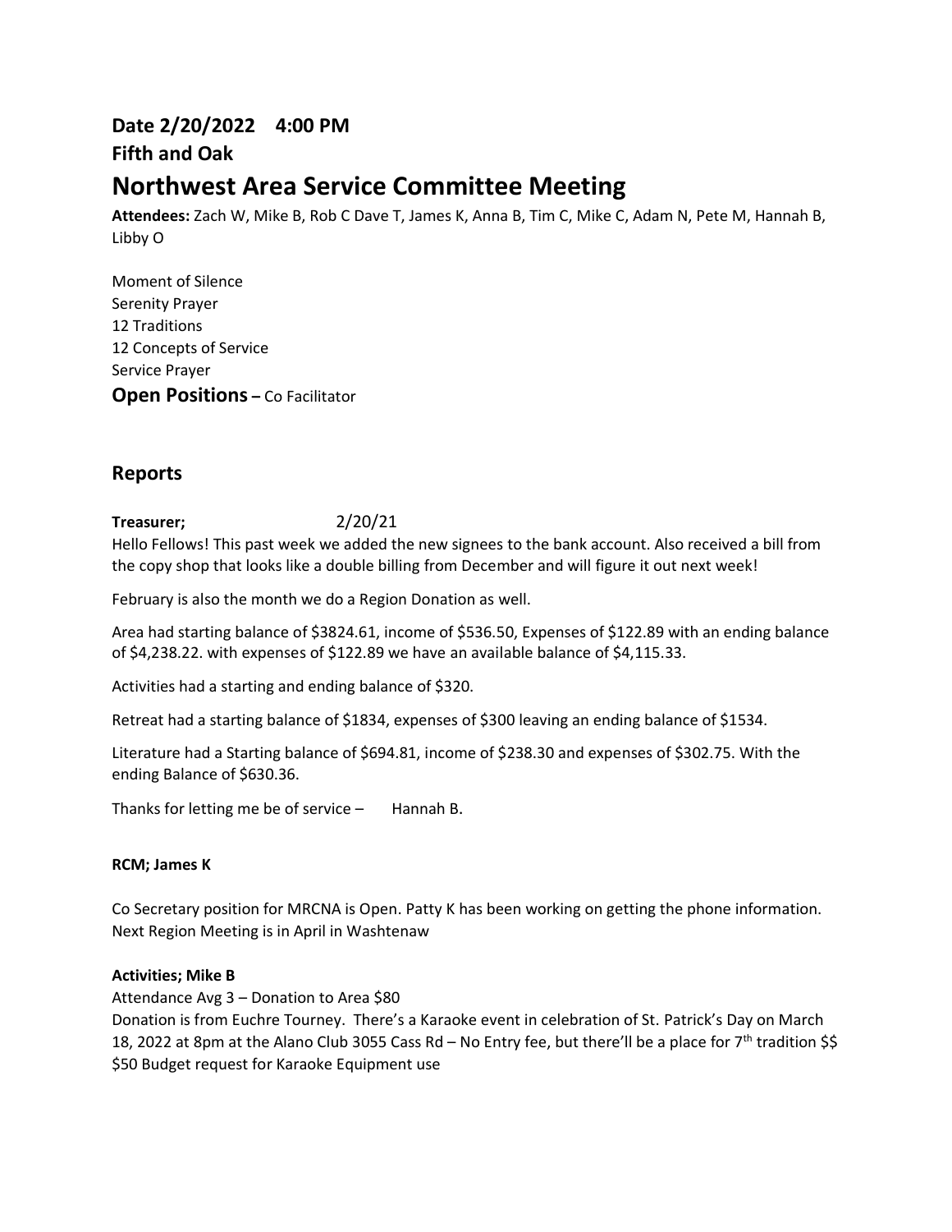**Date 2/20/2022 4:00 PM**

**Fifth and Oak**

# Northwest Area Service Committee Meeting

**Attendees:** Zach W, Mike B, Rob C Dave T, James K, Anna B, Tim C, Mike C, Adam N, Pete M, Hannah B, Libby O

Moment of Silence
Serenity Prayer
12 Traditions
12 Concepts of Service
Service Prayer

**Open Positions** – Co Facilitator

## Reports

**Treasurer;** 2/20/21

Hello Fellows! This past week we added the new signees to the bank account. Also received a bill from the copy shop that looks like a double billing from December and will figure it out next week!

February is also the month we do a Region Donation as well.

Area had starting balance of $3824.61, income of $536.50, Expenses of $122.89 with an ending balance of $4,238.22. with expenses of $122.89 we have an available balance of $4,115.33.

Activities had a starting and ending balance of $320.

Retreat had a starting balance of $1834, expenses of $300 leaving an ending balance of $1534.

Literature had a Starting balance of $694.81, income of $238.30 and expenses of $302.75. With the ending Balance of $630.36.

Thanks for letting me be of service – Hannah B.

**RCM; James K**

Co Secretary position for MRCNA is Open. Patty K has been working on getting the phone information. Next Region Meeting is in April in Washtenaw

**Activities; Mike B**

Attendance Avg 3 – Donation to Area $80
Donation is from Euchre Tourney. There's a Karaoke event in celebration of St. Patrick's Day on March 18, 2022 at 8pm at the Alano Club 3055 Cass Rd – No Entry fee, but there'll be a place for 7th tradition $$
$50 Budget request for Karaoke Equipment use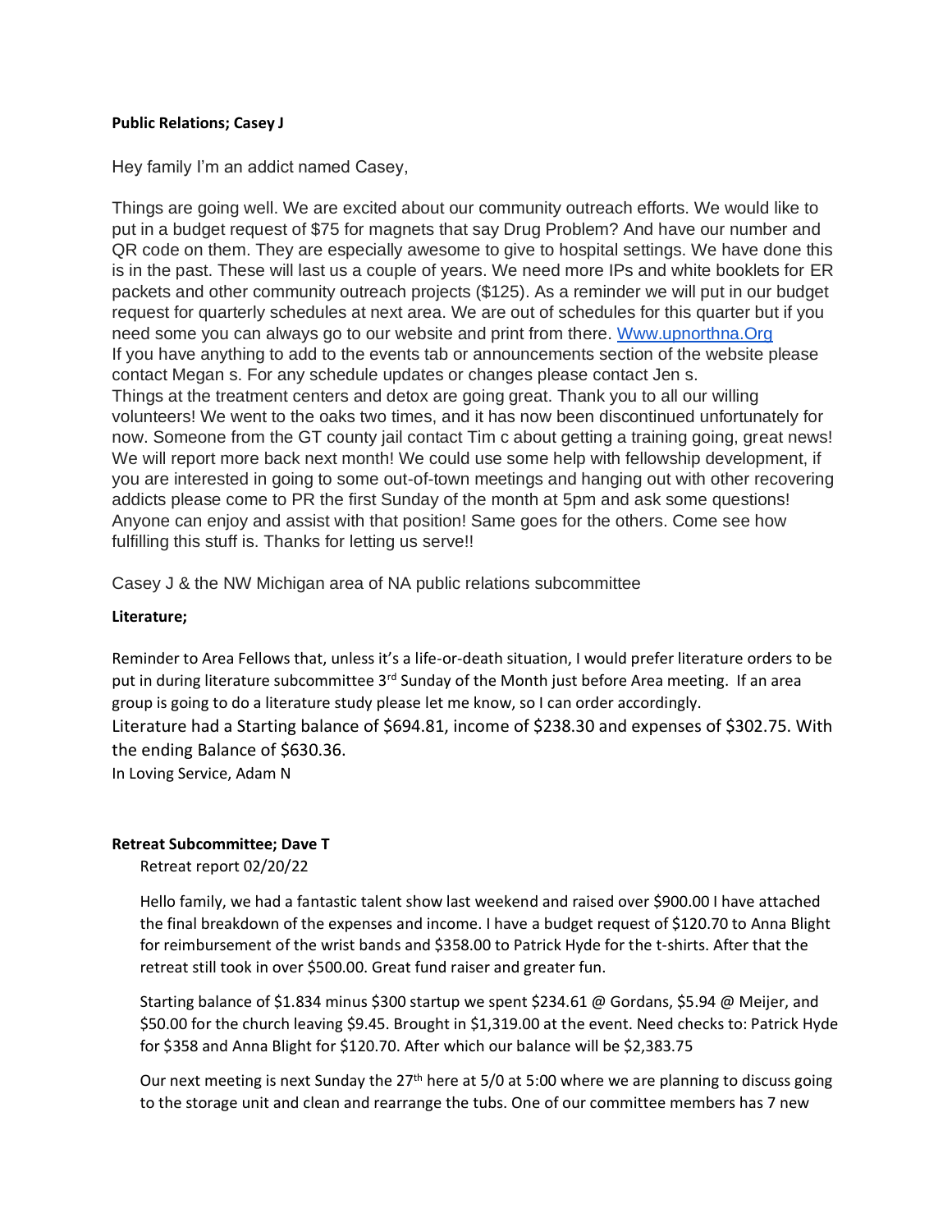**Public Relations; Casey J**

Hey family I'm an addict named Casey,

Things are going well. We are excited about our community outreach efforts. We would like to put in a budget request of $75 for magnets that say Drug Problem? And have our number and QR code on them. They are especially awesome to give to hospital settings. We have done this is in the past. These will last us a couple of years. We need more IPs and white booklets for ER packets and other community outreach projects ($125). As a reminder we will put in our budget request for quarterly schedules at next area. We are out of schedules for this quarter but if you need some you can always go to our website and print from there. [Www.upnorthna.Org](http://www.upnorthna.org)
If you have anything to add to the events tab or announcements section of the website please contact Megan s. For any schedule updates or changes please contact Jen s.
Things at the treatment centers and detox are going great. Thank you to all our willing volunteers! We went to the oaks two times, and it has now been discontinued unfortunately for now. Someone from the GT county jail contact Tim c about getting a training going, great news! We will report more back next month! We could use some help with fellowship development, if you are interested in going to some out-of-town meetings and hanging out with other recovering addicts please come to PR the first Sunday of the month at 5pm and ask some questions! Anyone can enjoy and assist with that position! Same goes for the others. Come see how fulfilling this stuff is. Thanks for letting us serve!!

Casey J & the NW Michigan area of NA public relations subcommittee

**Literature;**

Reminder to Area Fellows that, unless it's a life-or-death situation, I would prefer literature orders to be put in during literature subcommittee 3rd Sunday of the Month just before Area meeting. If an area group is going to do a literature study please let me know, so I can order accordingly.
Literature had a Starting balance of $694.81, income of $238.30 and expenses of $302.75. With the ending Balance of $630.36.
In Loving Service, Adam N

**Retreat Subcommittee; Dave T**

Retreat report 02/20/22

Hello family, we had a fantastic talent show last weekend and raised over $900.00 I have attached the final breakdown of the expenses and income. I have a budget request of $120.70 to Anna Blight for reimbursement of the wrist bands and $358.00 to Patrick Hyde for the t-shirts. After that the retreat still took in over $500.00. Great fund raiser and greater fun.

Starting balance of $1.834 minus $300 startup we spent $234.61 @ Gordans, $5.94 @ Meijer, and $50.00 for the church leaving $9.45. Brought in $1,319.00 at the event. Need checks to: Patrick Hyde for $358 and Anna Blight for $120.70. After which our balance will be $2,383.75

Our next meeting is next Sunday the 27th here at 5/0 at 5:00 where we are planning to discuss going to the storage unit and clean and rearrange the tubs. One of our committee members has 7 new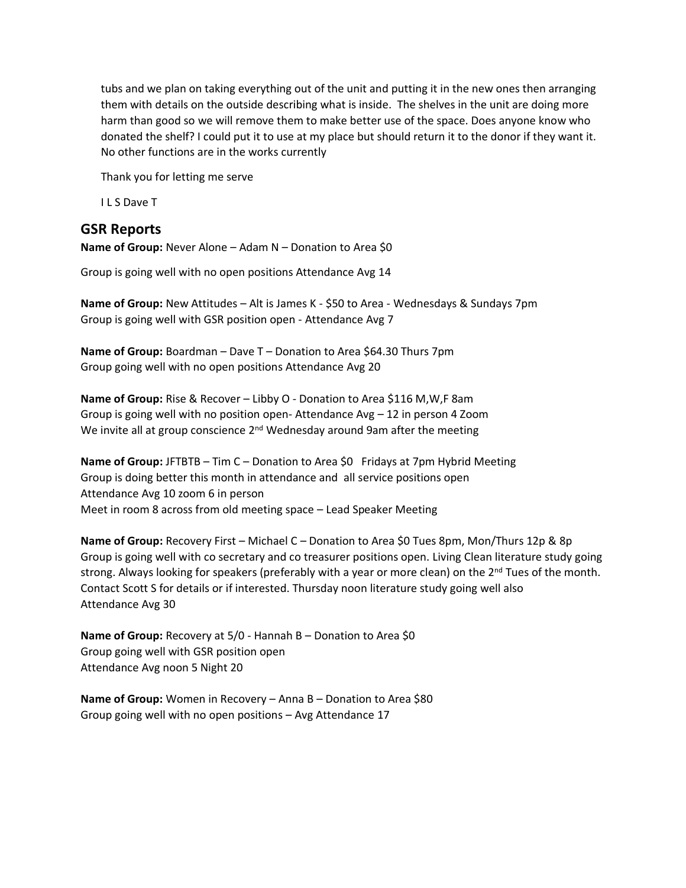tubs and we plan on taking everything out of the unit and putting it in the new ones then arranging them with details on the outside describing what is inside. The shelves in the unit are doing more harm than good so we will remove them to make better use of the space. Does anyone know who donated the shelf? I could put it to use at my place but should return it to the donor if they want it. No other functions are in the works currently

Thank you for letting me serve

I L S Dave T

## GSR Reports

**Name of Group:** Never Alone – Adam N – Donation to Area $0

Group is going well with no open positions Attendance Avg 14

**Name of Group:** New Attitudes – Alt is James K - $50 to Area - Wednesdays & Sundays 7pm
Group is going well with GSR position open - Attendance Avg 7

**Name of Group:** Boardman – Dave T – Donation to Area $64.30 Thurs 7pm
Group going well with no open positions Attendance Avg 20

**Name of Group:** Rise & Recover – Libby O - Donation to Area $116 M,W,F 8am
Group is going well with no position open- Attendance Avg – 12 in person 4 Zoom
We invite all at group conscience 2nd Wednesday around 9am after the meeting

**Name of Group:** JFTBTB – Tim C – Donation to Area $0 Fridays at 7pm Hybrid Meeting
Group is doing better this month in attendance and all service positions open
Attendance Avg 10 zoom 6 in person
Meet in room 8 across from old meeting space – Lead Speaker Meeting

**Name of Group:** Recovery First – Michael C – Donation to Area $0 Tues 8pm, Mon/Thurs 12p & 8p
Group is going well with co secretary and co treasurer positions open. Living Clean literature study going strong. Always looking for speakers (preferably with a year or more clean) on the 2nd Tues of the month. Contact Scott S for details or if interested. Thursday noon literature study going well also
Attendance Avg 30

**Name of Group:** Recovery at 5/0 - Hannah B – Donation to Area $0
Group going well with GSR position open
Attendance Avg noon 5 Night 20

**Name of Group:** Women in Recovery – Anna B – Donation to Area $80
Group going well with no open positions – Avg Attendance 17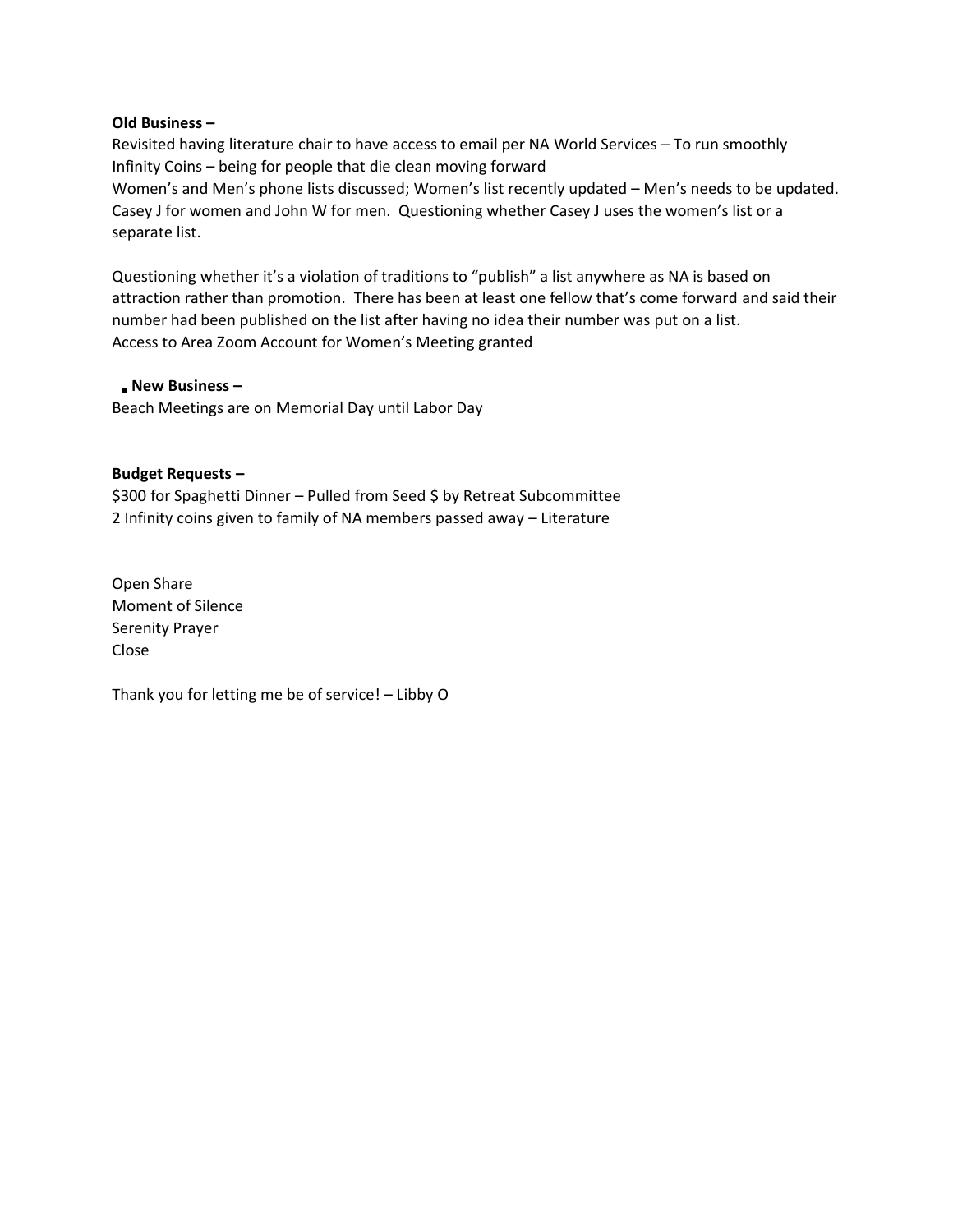**Old Business –**

Revisited having literature chair to have access to email per NA World Services – To run smoothly
Infinity Coins – being for people that die clean moving forward
Women's and Men's phone lists discussed; Women's list recently updated – Men's needs to be updated. Casey J for women and John W for men. Questioning whether Casey J uses the women's list or a separate list.

Questioning whether it's a violation of traditions to "publish" a list anywhere as NA is based on attraction rather than promotion. There has been at least one fellow that's come forward and said their number had been published on the list after having no idea their number was put on a list.
Access to Area Zoom Account for Women's Meeting granted

**New Business –**

Beach Meetings are on Memorial Day until Labor Day

**Budget Requests –**

$300 for Spaghetti Dinner – Pulled from Seed $ by Retreat Subcommittee
2 Infinity coins given to family of NA members passed away – Literature

Open Share
Moment of Silence
Serenity Prayer
Close

Thank you for letting me be of service! – Libby O